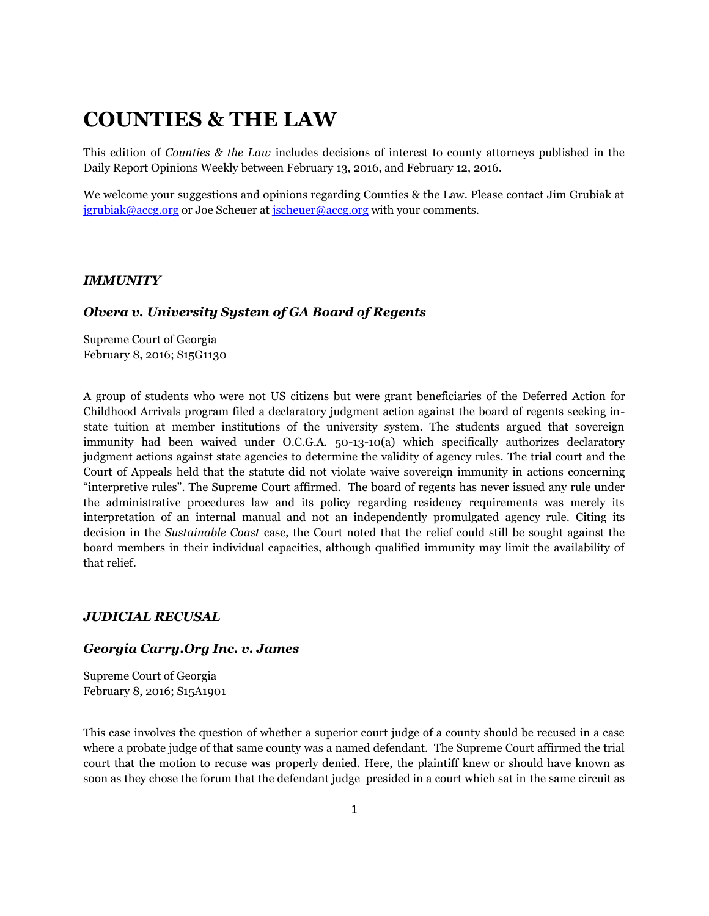# COUNTIES & THE LAW

This edition of *Counties & the Law* includes decisions of interest to county attorneys published in the Daily Report Opinions Weekly between February 13, 2016, and February 12, 2016.

We welcome your suggestions and opinions regarding Counties & the Law. Please contact Jim Grubiak at jgrubiak@accg.org or Joe Scheuer at jscheuer@accg.org with your comments.

### *IMMUNITY*

### *Olvera v. University System of GA Board of Regents*

Supreme Court of Georgia
February 8, 2016; S15G1130

A group of students who were not US citizens but were grant beneficiaries of the Deferred Action for Childhood Arrivals program filed a declaratory judgment action against the board of regents seeking in-state tuition at member institutions of the university system. The students argued that sovereign immunity had been waived under O.C.G.A. 50-13-10(a) which specifically authorizes declaratory judgment actions against state agencies to determine the validity of agency rules. The trial court and the Court of Appeals held that the statute did not violate waive sovereign immunity in actions concerning "interpretive rules". The Supreme Court affirmed. The board of regents has never issued any rule under the administrative procedures law and its policy regarding residency requirements was merely its interpretation of an internal manual and not an independently promulgated agency rule. Citing its decision in the *Sustainable Coast* case, the Court noted that the relief could still be sought against the board members in their individual capacities, although qualified immunity may limit the availability of that relief.

### *JUDICIAL RECUSAL*

### *Georgia Carry.Org Inc. v. James*

Supreme Court of Georgia
February 8, 2016; S15A1901

This case involves the question of whether a superior court judge of a county should be recused in a case where a probate judge of that same county was a named defendant. The Supreme Court affirmed the trial court that the motion to recuse was properly denied. Here, the plaintiff knew or should have known as soon as they chose the forum that the defendant judge presided in a court which sat in the same circuit as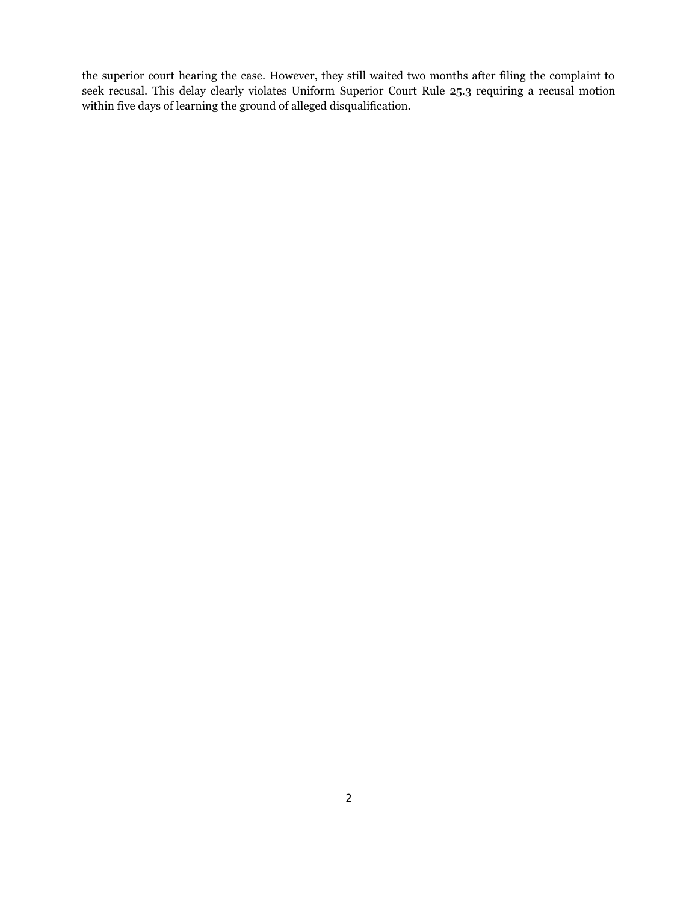the superior court hearing the case. However, they still waited two months after filing the complaint to seek recusal. This delay clearly violates Uniform Superior Court Rule 25.3 requiring a recusal motion within five days of learning the ground of alleged disqualification.